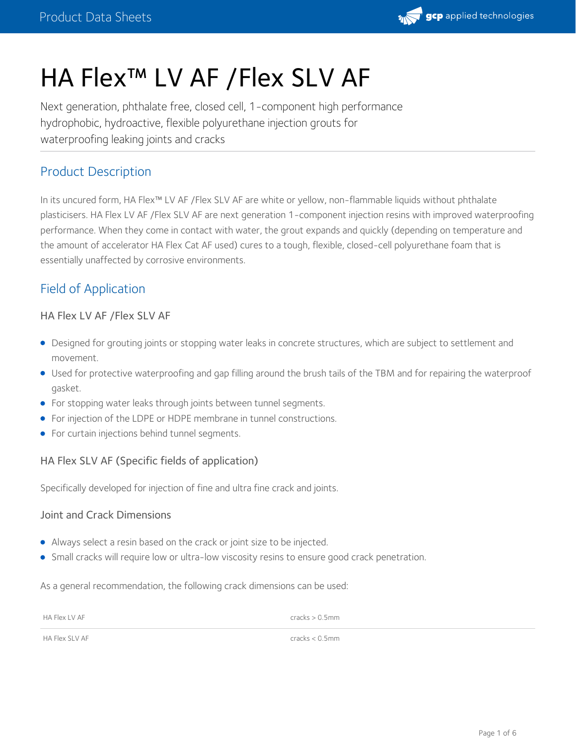# HA Flex™ LV AF /Flex SLV AF

Next generation, phthalate free, closed cell, 1-component high performance hydrophobic, hydroactive, flexible polyurethane injection grouts for waterproofing leaking joints and cracks

## Product Description

In its uncured form, HA Flex™ LV AF /Flex SLV AF are white or yellow, non-flammable liquids without phthalate plasticisers. HA Flex LV AF /Flex SLV AF are next generation 1-component injection resins with improved waterproofing performance. When they come in contact with water, the grout expands and quickly (depending on temperature and the amount of accelerator HA Flex Cat AF used) cures to a tough, flexible, closed-cell polyurethane foam that is essentially unaffected by corrosive environments.

## Field of Application

### HA Flex LV AF /Flex SLV AF

- Designed for grouting joints or stopping water leaks in concrete structures, which are subject to settlement and movement.
- Used for protective waterproofing and gap filling around the brush tails of the TBM and for repairing the waterproof gasket.
- For stopping water leaks through joints between tunnel segments.
- For injection of the LDPE or HDPE membrane in tunnel constructions.
- For curtain injections behind tunnel segments.

### HA Flex SLV AF (Specific fields of application)

Specifically developed for injection of fine and ultra fine crack and joints.

### Joint and Crack Dimensions

- Always select a resin based on the crack or joint size to be injected.
- Small cracks will require low or ultra-low viscosity resins to ensure good crack penetration.

As a general recommendation, the following crack dimensions can be used:

| | |
|---|---|
| HA Flex LV AF | cracks > 0.5mm |
| HA Flex SLV AF | cracks < 0.5mm |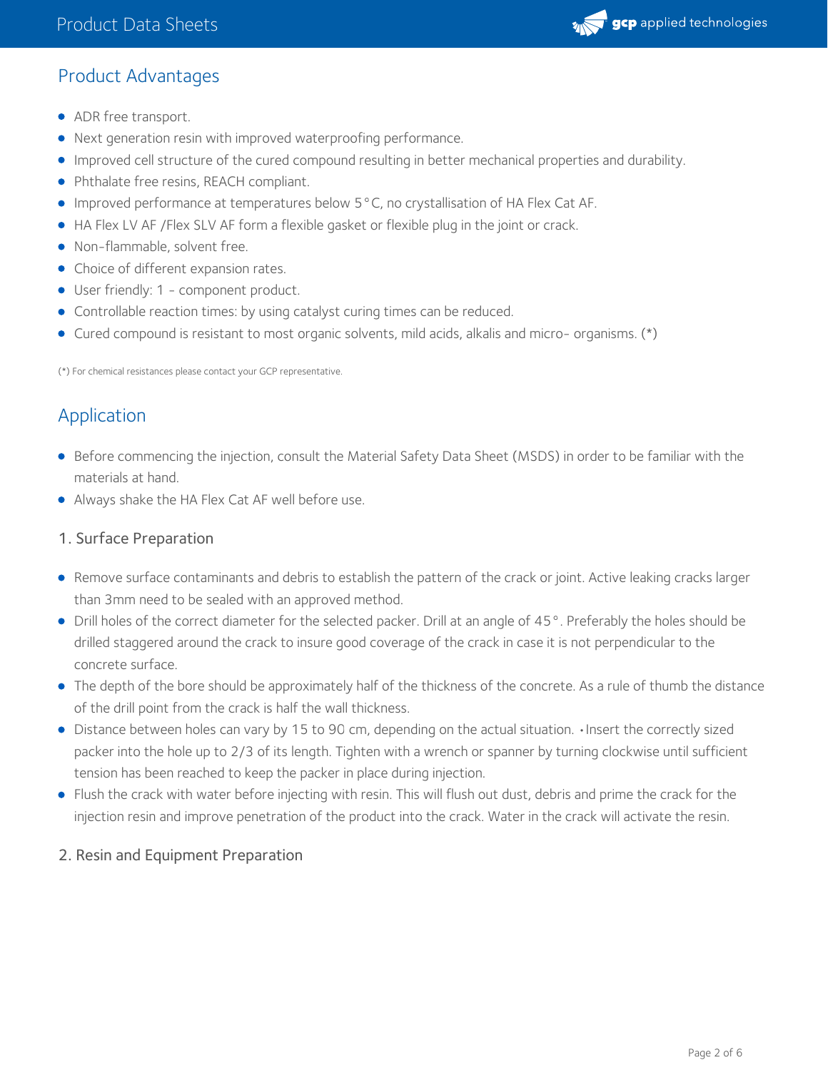## Product Advantages

- ADR free transport.
- Next generation resin with improved waterproofing performance.
- Improved cell structure of the cured compound resulting in better mechanical properties and durability.
- Phthalate free resins, REACH compliant.
- Improved performance at temperatures below 5°C, no crystallisation of HA Flex Cat AF.
- HA Flex LV AF /Flex SLV AF form a flexible gasket or flexible plug in the joint or crack.
- Non-flammable, solvent free.
- Choice of different expansion rates.
- User friendly: 1 - component product.
- Controllable reaction times: by using catalyst curing times can be reduced.
- Cured compound is resistant to most organic solvents, mild acids, alkalis and micro- organisms. (*)

(*) For chemical resistances please contact your GCP representative.

## Application

- Before commencing the injection, consult the Material Safety Data Sheet (MSDS) in order to be familiar with the materials at hand.
- Always shake the HA Flex Cat AF well before use.

### 1. Surface Preparation

- Remove surface contaminants and debris to establish the pattern of the crack or joint. Active leaking cracks larger than 3mm need to be sealed with an approved method.
- Drill holes of the correct diameter for the selected packer. Drill at an angle of 45°. Preferably the holes should be drilled staggered around the crack to insure good coverage of the crack in case it is not perpendicular to the concrete surface.
- The depth of the bore should be approximately half of the thickness of the concrete. As a rule of thumb the distance of the drill point from the crack is half the wall thickness.
- Distance between holes can vary by 15 to 90 cm, depending on the actual situation. •Insert the correctly sized packer into the hole up to 2/3 of its length. Tighten with a wrench or spanner by turning clockwise until sufficient tension has been reached to keep the packer in place during injection.
- Flush the crack with water before injecting with resin. This will flush out dust, debris and prime the crack for the injection resin and improve penetration of the product into the crack. Water in the crack will activate the resin.

### 2. Resin and Equipment Preparation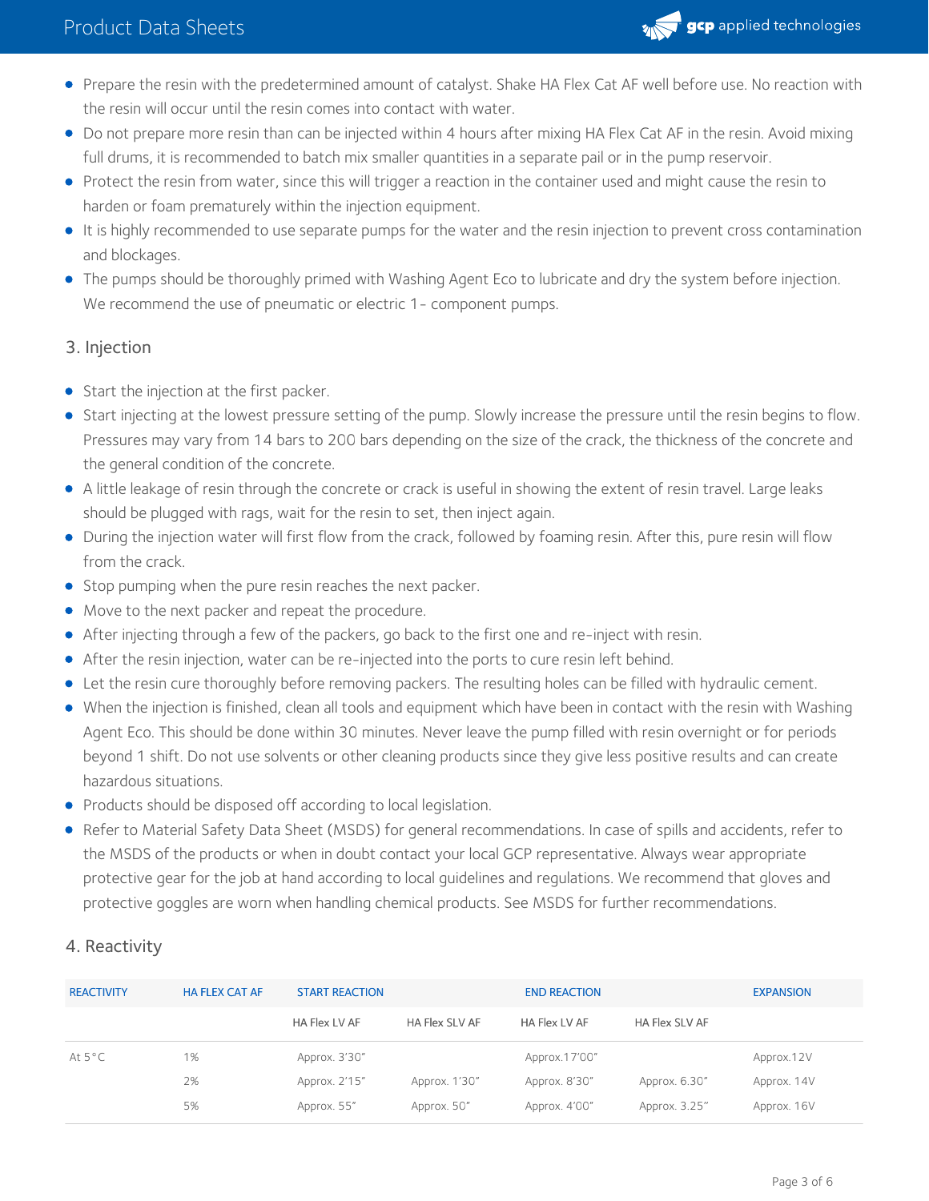- Prepare the resin with the predetermined amount of catalyst. Shake HA Flex Cat AF well before use. No reaction with the resin will occur until the resin comes into contact with water.
- Do not prepare more resin than can be injected within 4 hours after mixing HA Flex Cat AF in the resin. Avoid mixing full drums, it is recommended to batch mix smaller quantities in a separate pail or in the pump reservoir.
- Protect the resin from water, since this will trigger a reaction in the container used and might cause the resin to harden or foam prematurely within the injection equipment.
- It is highly recommended to use separate pumps for the water and the resin injection to prevent cross contamination and blockages.
- The pumps should be thoroughly primed with Washing Agent Eco to lubricate and dry the system before injection. We recommend the use of pneumatic or electric 1- component pumps.

## 3. Injection

- Start the injection at the first packer.
- Start injecting at the lowest pressure setting of the pump. Slowly increase the pressure until the resin begins to flow. Pressures may vary from 14 bars to 200 bars depending on the size of the crack, the thickness of the concrete and the general condition of the concrete.
- A little leakage of resin through the concrete or crack is useful in showing the extent of resin travel. Large leaks should be plugged with rags, wait for the resin to set, then inject again.
- During the injection water will first flow from the crack, followed by foaming resin. After this, pure resin will flow from the crack.
- Stop pumping when the pure resin reaches the next packer.
- Move to the next packer and repeat the procedure.
- After injecting through a few of the packers, go back to the first one and re-inject with resin.
- After the resin injection, water can be re-injected into the ports to cure resin left behind.
- Let the resin cure thoroughly before removing packers. The resulting holes can be filled with hydraulic cement.
- When the injection is finished, clean all tools and equipment which have been in contact with the resin with Washing Agent Eco. This should be done within 30 minutes. Never leave the pump filled with resin overnight or for periods beyond 1 shift. Do not use solvents or other cleaning products since they give less positive results and can create hazardous situations.
- Products should be disposed off according to local legislation.
- Refer to Material Safety Data Sheet (MSDS) for general recommendations. In case of spills and accidents, refer to the MSDS of the products or when in doubt contact your local GCP representative. Always wear appropriate protective gear for the job at hand according to local guidelines and regulations. We recommend that gloves and protective goggles are worn when handling chemical products. See MSDS for further recommendations.

## 4. Reactivity

| REACTIVITY | HA FLEX CAT AF | START REACTION | | END REACTION | | EXPANSION |
|---|---|---|---|---|---|---|
| | | HA Flex LV AF | HA Flex SLV AF | HA Flex LV AF | HA Flex SLV AF | |
| At 5°C | 1% | Approx. 3'30" | | Approx.17'00" | | Approx.12V |
| | 2% | Approx. 2'15" | Approx. 1'30" | Approx. 8'30" | Approx. 6.30" | Approx. 14V |
| | 5% | Approx. 55" | Approx. 50" | Approx. 4'00" | Approx. 3.25" | Approx. 16V |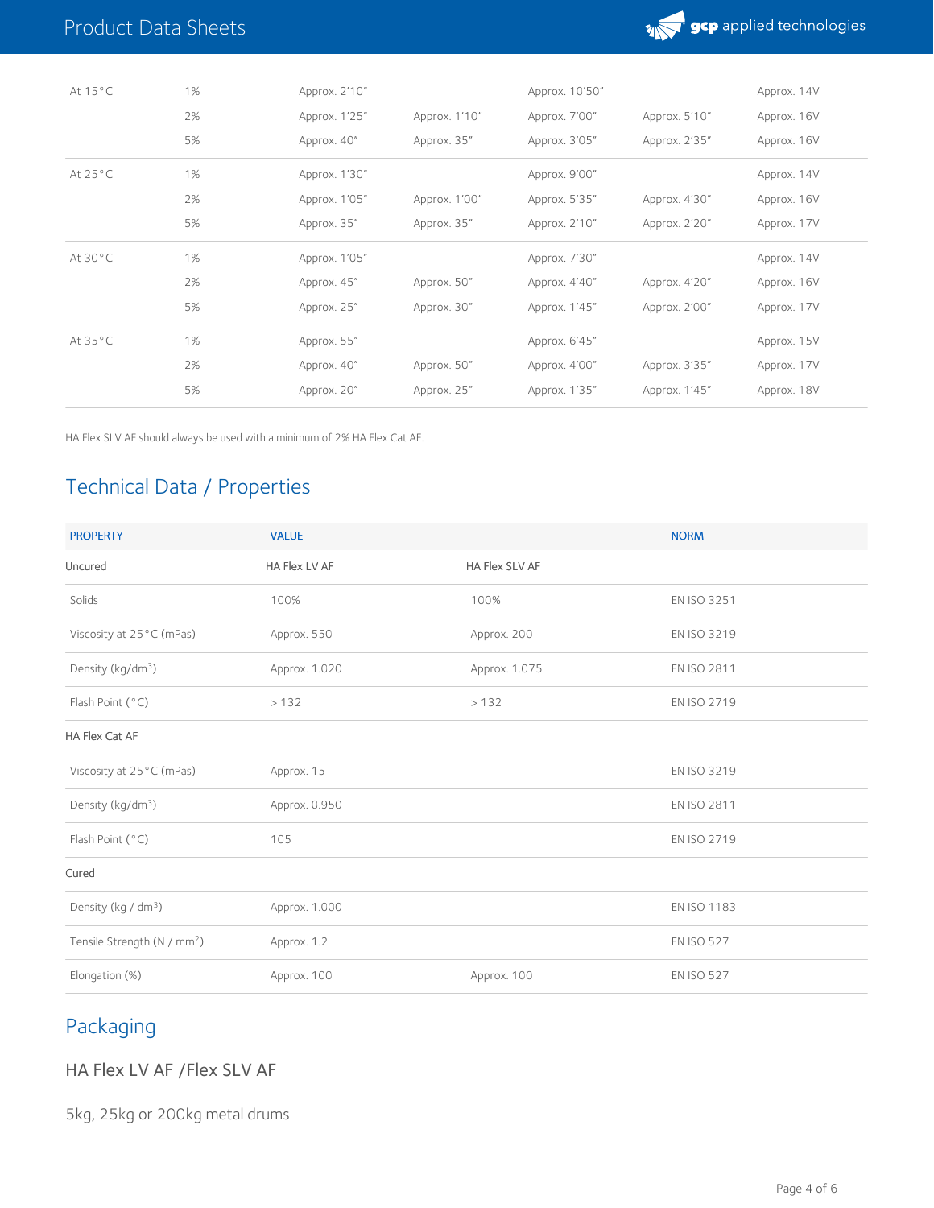| | | | | | | |
|---|---|---|---|---|---|---|
| At 15°C | 1% | Approx. 2'10" | | Approx. 10'50" | | Approx. 14V |
| | 2% | Approx. 1'25" | Approx. 1'10" | Approx. 7'00" | Approx. 5'10" | Approx. 16V |
| | 5% | Approx. 40" | Approx. 35" | Approx. 3'05" | Approx. 2'35" | Approx. 16V |
| At 25°C | 1% | Approx. 1'30" | | Approx. 9'00" | | Approx. 14V |
| | 2% | Approx. 1'05" | Approx. 1'00" | Approx. 5'35" | Approx. 4'30" | Approx. 16V |
| | 5% | Approx. 35" | Approx. 35" | Approx. 2'10" | Approx. 2'20" | Approx. 17V |
| At 30°C | 1% | Approx. 1'05" | | Approx. 7'30" | | Approx. 14V |
| | 2% | Approx. 45" | Approx. 50" | Approx. 4'40" | Approx. 4'20" | Approx. 16V |
| | 5% | Approx. 25" | Approx. 30" | Approx. 1'45" | Approx. 2'00" | Approx. 17V |
| At 35°C | 1% | Approx. 55" | | Approx. 6'45" | | Approx. 15V |
| | 2% | Approx. 40" | Approx. 50" | Approx. 4'00" | Approx. 3'35" | Approx. 17V |
| | 5% | Approx. 20" | Approx. 25" | Approx. 1'35" | Approx. 1'45" | Approx. 18V |

HA Flex SLV AF should always be used with a minimum of 2% HA Flex Cat AF.

## Technical Data / Properties

| PROPERTY | VALUE | | NORM |
|---|---|---|---|
| Uncured | HA Flex LV AF | HA Flex SLV AF | |
| Solids | 100% | 100% | EN ISO 3251 |
| Viscosity at 25°C (mPas) | Approx. 550 | Approx. 200 | EN ISO 3219 |
| Density (kg/dm³) | Approx. 1.020 | Approx. 1.075 | EN ISO 2811 |
| Flash Point (°C) | > 132 | > 132 | EN ISO 2719 |
| HA Flex Cat AF | | | |
| Viscosity at 25°C (mPas) | Approx. 15 | | EN ISO 3219 |
| Density (kg/dm³) | Approx. 0.950 | | EN ISO 2811 |
| Flash Point (°C) | 105 | | EN ISO 2719 |
| Cured | | | |
| Density (kg / dm³) | Approx. 1.000 | | EN ISO 1183 |
| Tensile Strength (N / mm²) | Approx. 1.2 | | EN ISO 527 |
| Elongation (%) | Approx. 100 | Approx. 100 | EN ISO 527 |

## Packaging

### HA Flex LV AF /Flex SLV AF

5kg, 25kg or 200kg metal drums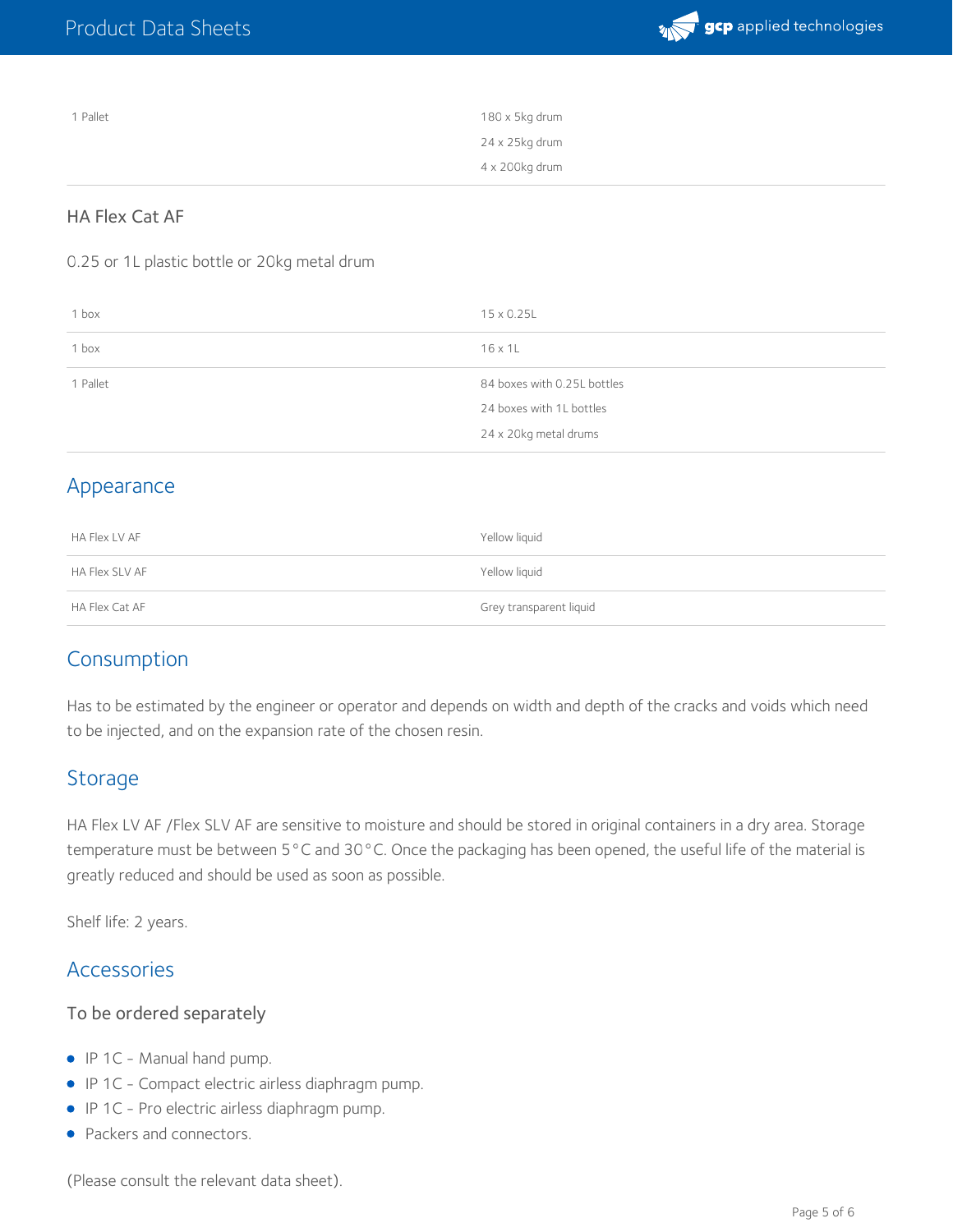| | |
|---|---|
| 1 Pallet | 180 x 5kg drum<br>24 x 25kg drum<br>4 x 200kg drum |

### HA Flex Cat AF

0.25 or 1L plastic bottle or 20kg metal drum

| | |
|---|---|
| 1 box | 15 x 0.25L |
| 1 box | 16 x 1L |
| 1 Pallet | 84 boxes with 0.25L bottles<br>24 boxes with 1L bottles<br>24 x 20kg metal drums |

## Appearance

| | |
|---|---|
| HA Flex LV AF | Yellow liquid |
| HA Flex SLV AF | Yellow liquid |
| HA Flex Cat AF | Grey transparent liquid |

## Consumption

Has to be estimated by the engineer or operator and depends on width and depth of the cracks and voids which need to be injected, and on the expansion rate of the chosen resin.

## Storage

HA Flex LV AF /Flex SLV AF are sensitive to moisture and should be stored in original containers in a dry area. Storage temperature must be between 5°C and 30°C. Once the packaging has been opened, the useful life of the material is greatly reduced and should be used as soon as possible.

Shelf life: 2 years.

## Accessories

### To be ordered separately

- IP 1C - Manual hand pump.
- IP 1C - Compact electric airless diaphragm pump.
- IP 1C - Pro electric airless diaphragm pump.
- Packers and connectors.

(Please consult the relevant data sheet).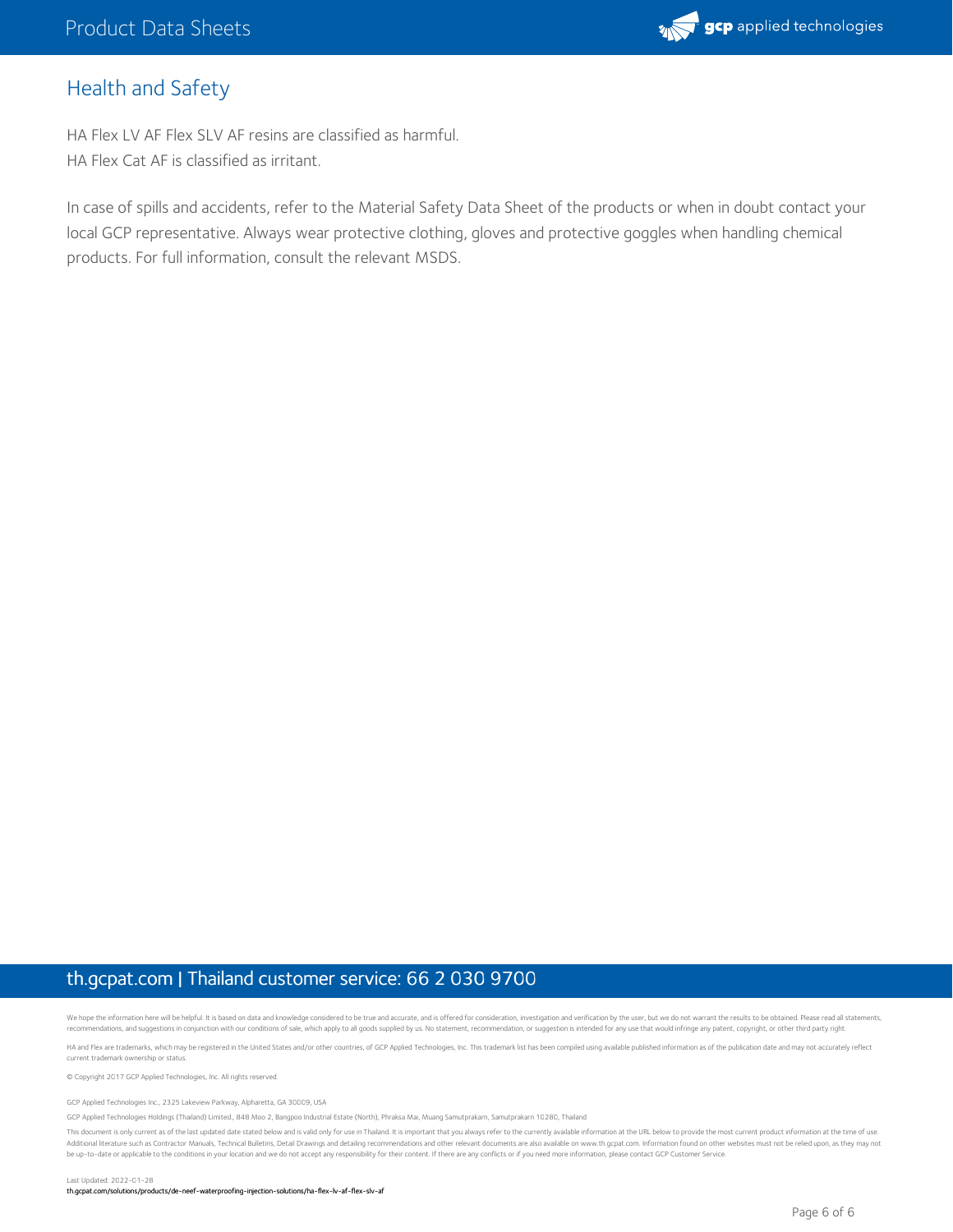## Health and Safety

HA Flex LV AF Flex SLV AF resins are classified as harmful.
HA Flex Cat AF is classified as irritant.

In case of spills and accidents, refer to the Material Safety Data Sheet of the products or when in doubt contact your local GCP representative. Always wear protective clothing, gloves and protective goggles when handling chemical products. For full information, consult the relevant MSDS.

th.gcpat.com | Thailand customer service: 66 2 030 9700

We hope the information here will be helpful. It is based on data and knowledge considered to be true and accurate, and is offered for consideration, investigation and verification by the user, but we do not warrant the results to be obtained. Please read all statements, recommendations, and suggestions in conjunction with our conditions of sale, which apply to all goods supplied by us. No statement, recommendation, or suggestion is intended for any use that would infringe any patent, copyright, or other third party right.

HA and Flex are trademarks, which may be registered in the United States and/or other countries, of GCP Applied Technologies, Inc. This trademark list has been compiled using available published information as of the publication date and may not accurately reflect current trademark ownership or status.

© Copyright 2017 GCP Applied Technologies, Inc. All rights reserved.

GCP Applied Technologies Inc., 2325 Lakeview Parkway, Alpharetta, GA 30009, USA

GCP Applied Technologies Holdings (Thailand) Limited., 848 Moo 2, Bangpoo Industrial Estate (North), Phraksa Mai, Muang Samutprakarn, Samutprakarn 10280, Thailand

This document is only current as of the last updated date stated below and is valid only for use in Thailand. It is important that you always refer to the currently available information at the URL below to provide the most current product information at the time of use. Additional literature such as Contractor Manuals, Technical Bulletins, Detail Drawings and detailing recommendations and other relevant documents are also available on www.th.gcpat.com. Information found on other websites must not be relied upon, as they may not be up-to-date or applicable to the conditions in your location and we do not accept any responsibility for their content. If there are any conflicts or if you need more information, please contact GCP Customer Service.

Last Updated: 2022-01-28
th.gcpat.com/solutions/products/de-neef-waterproofing-injection-solutions/ha-flex-lv-af-flex-slv-af